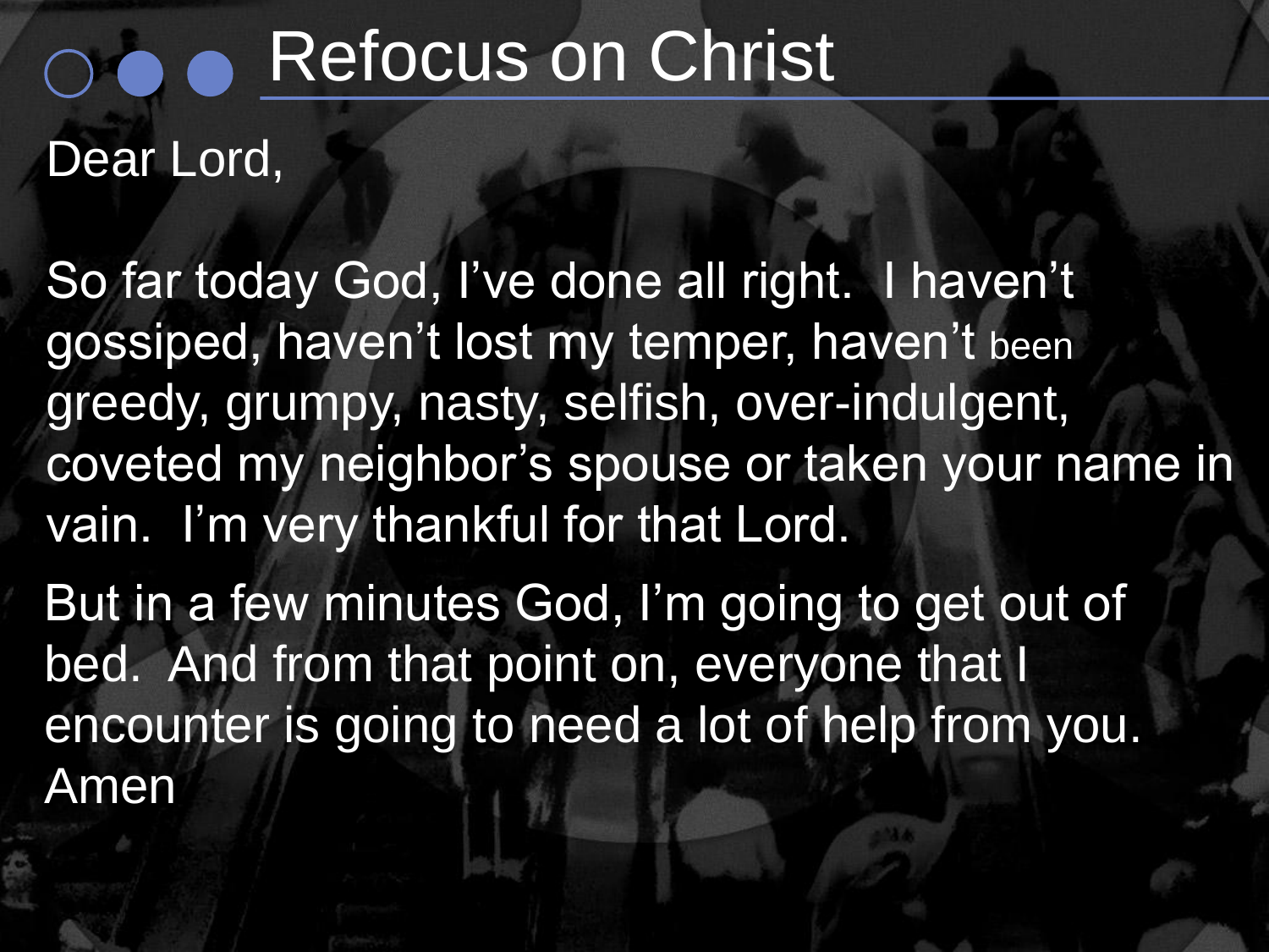# Refocus on Christ

Dear Lord,

So far today God, I've done all right. I haven't gossiped, haven't lost my temper, haven't been greedy, grumpy, nasty, selfish, over-indulgent, coveted my neighbor's spouse or taken your name in vain. I'm very thankful for that Lord.

But in a few minutes God, I'm going to get out of bed. And from that point on, everyone that I encounter is going to need a lot of help from you. Amen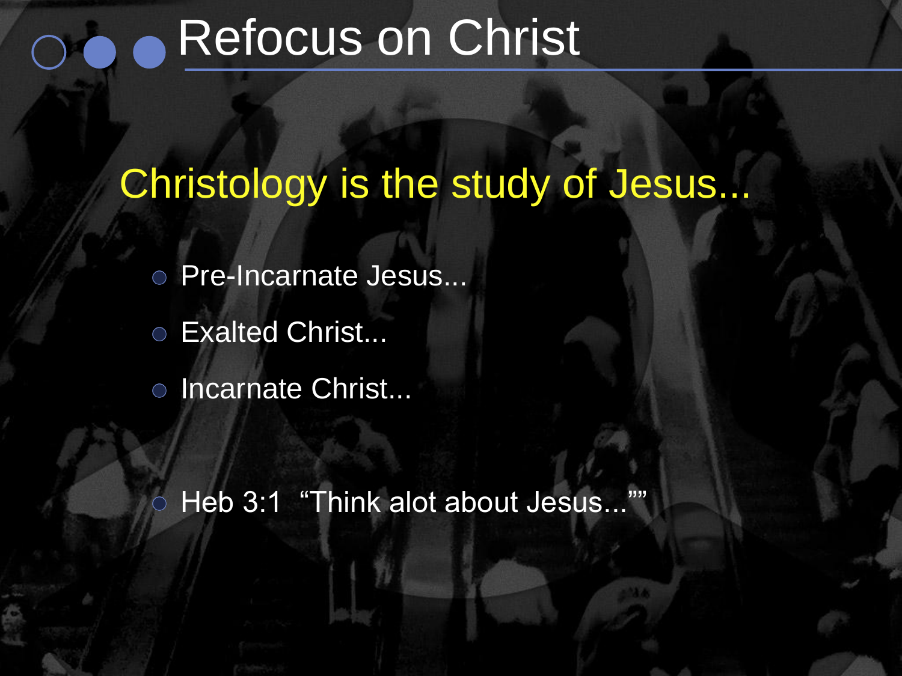# Refocus on Christ

## Christology is the study of Jesus...

- Pre-Incarnate Jesus...
- Exalted Christ...
- Incarnate Christ...

- Heb 3:1 "Think alot about Jesus...""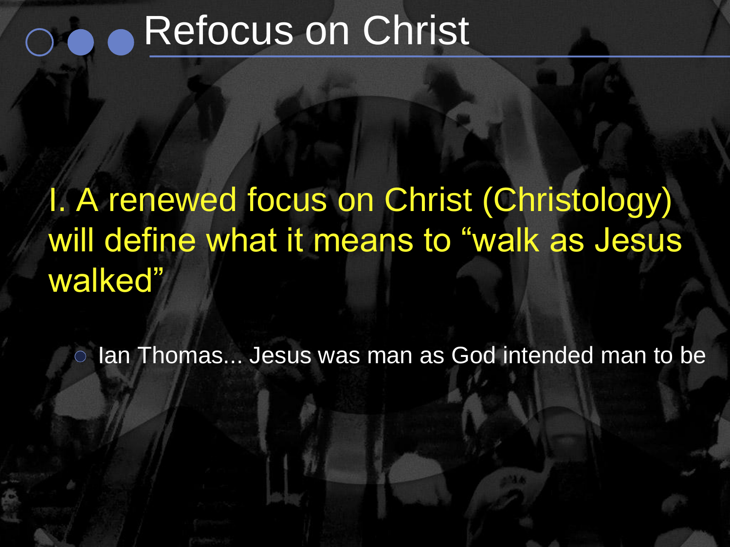# Refocus on Christ

I. A renewed focus on Christ (Christology) will define what it means to “walk as Jesus walked”

- Ian Thomas... Jesus was man as God intended man to be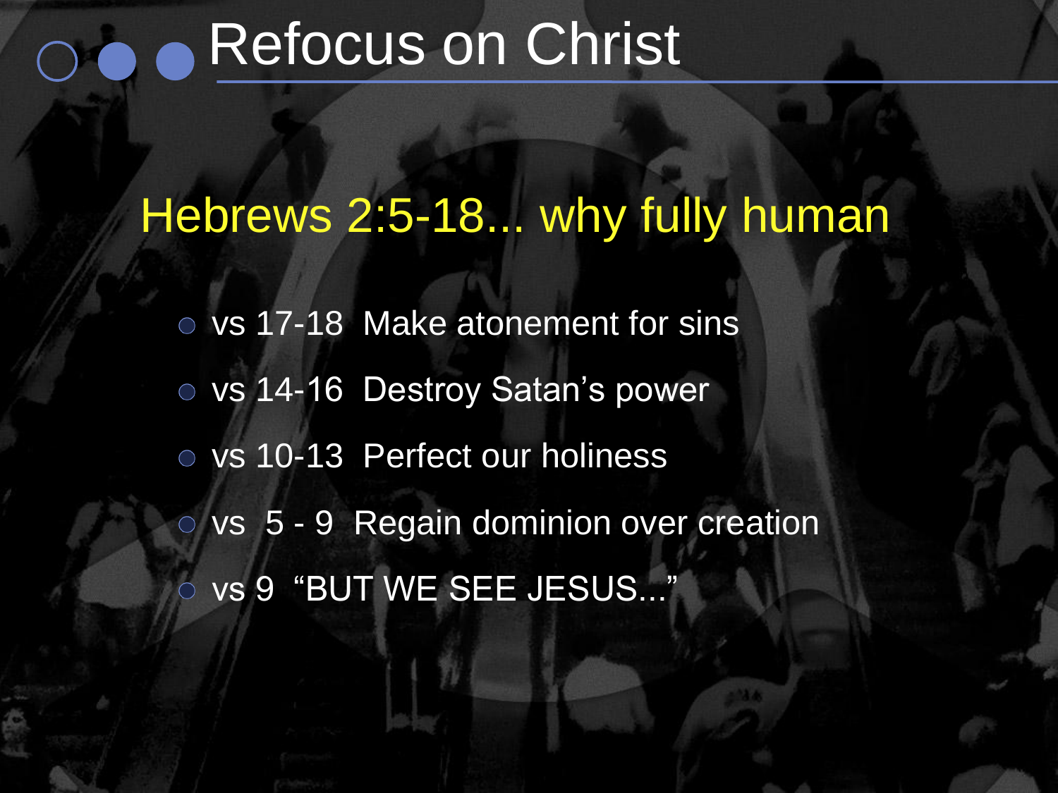# Refocus on Christ

## Hebrews 2:5-18... why fully human

- vs 17-18  Make atonement for sins
- vs 14-16  Destroy Satan's power
- vs 10-13  Perfect our holiness
- vs  5 - 9  Regain dominion over creation
- vs 9  "BUT WE SEE JESUS..."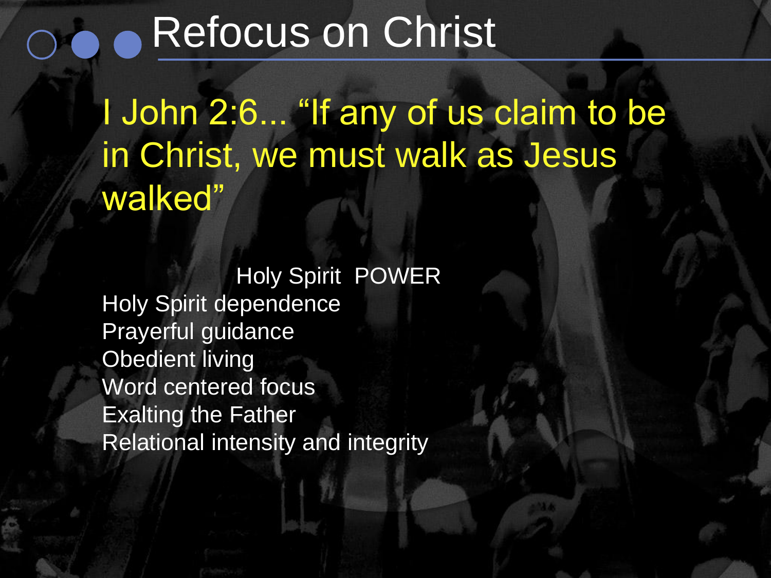# Refocus on Christ

I John 2:6... "If any of us claim to be in Christ, we must walk as Jesus walked"

Holy Spirit POWER

Holy Spirit dependence
Prayerful guidance
Obedient living
Word centered focus
Exalting the Father
Relational intensity and integrity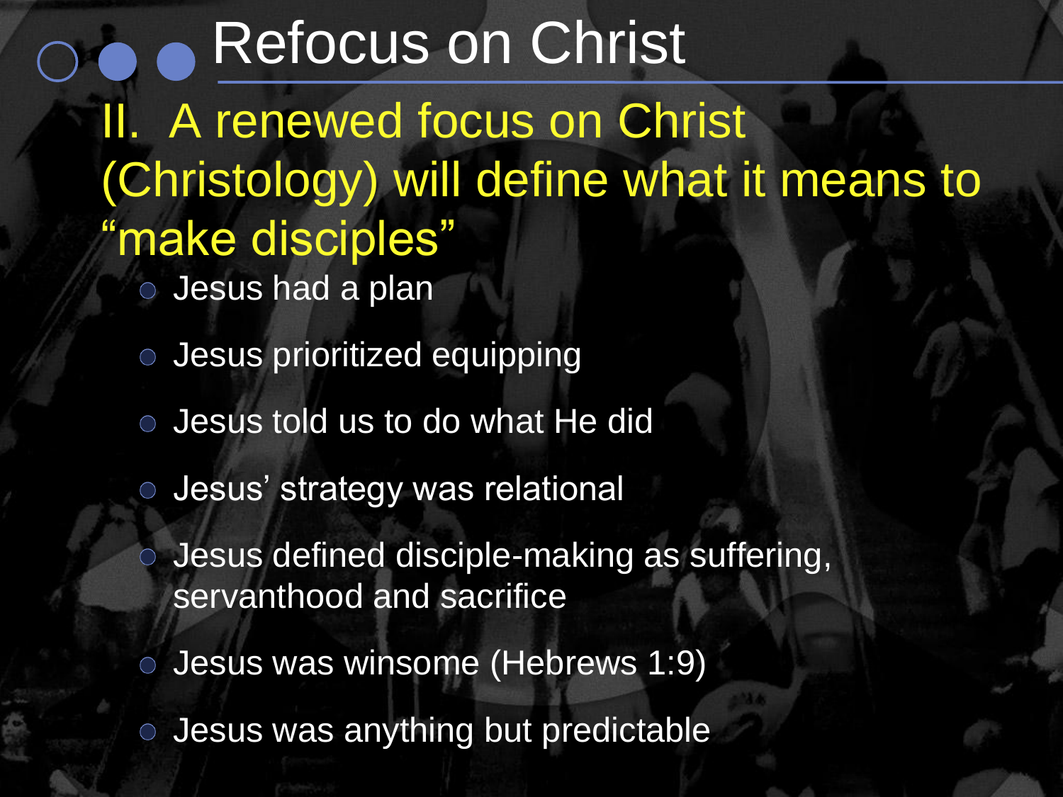# Refocus on Christ

## II. A renewed focus on Christ (Christology) will define what it means to "make disciples"

- Jesus had a plan
- Jesus prioritized equipping
- Jesus told us to do what He did
- Jesus' strategy was relational
- Jesus defined disciple-making as suffering, servanthood and sacrifice
- Jesus was winsome (Hebrews 1:9)
- Jesus was anything but predictable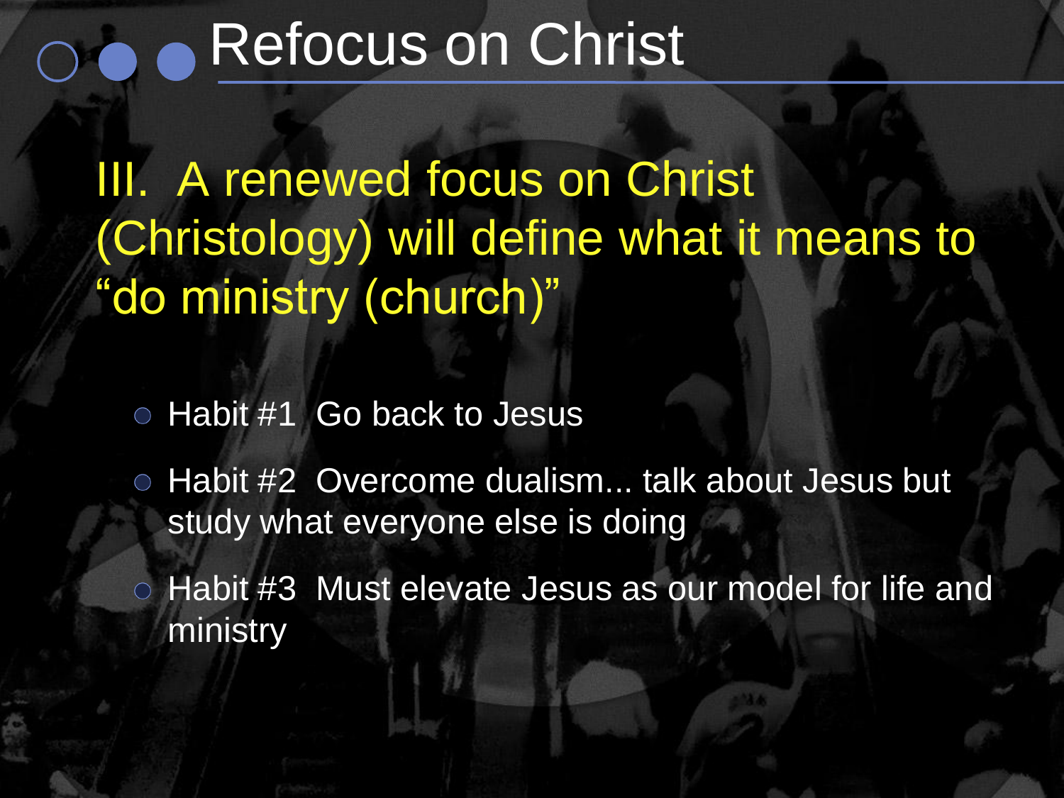# Refocus on Christ

III. A renewed focus on Christ (Christology) will define what it means to "do ministry (church)"

- Habit #1 Go back to Jesus
- Habit #2 Overcome dualism... talk about Jesus but study what everyone else is doing
- Habit #3 Must elevate Jesus as our model for life and ministry